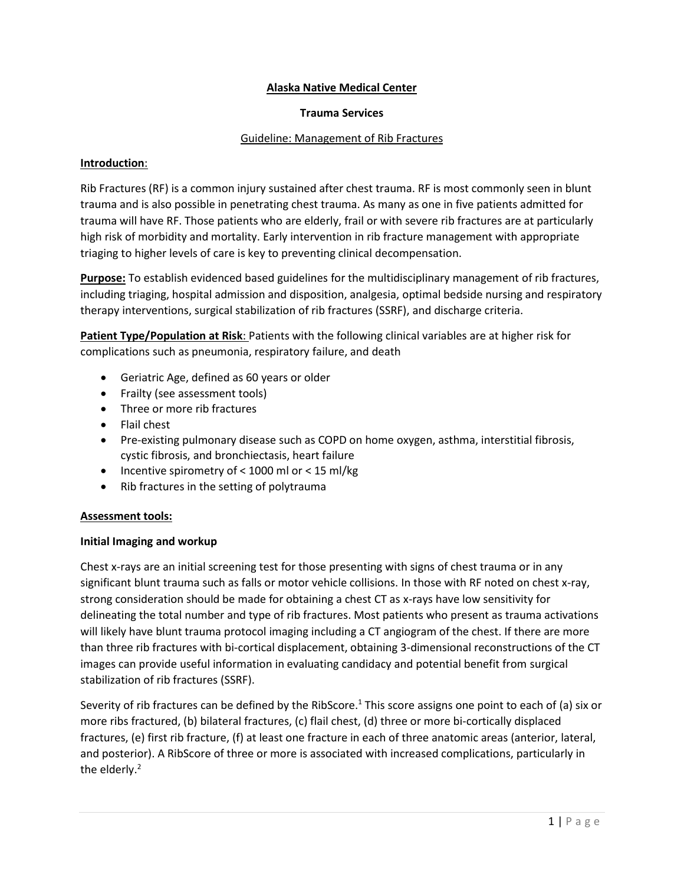**Alaska Native Medical Center**

**Trauma Services**

Guideline: Management of Rib Fractures

**Introduction**:

Rib Fractures (RF) is a common injury sustained after chest trauma. RF is most commonly seen in blunt trauma and is also possible in penetrating chest trauma. As many as one in five patients admitted for trauma will have RF. Those patients who are elderly, frail or with severe rib fractures are at particularly high risk of morbidity and mortality. Early intervention in rib fracture management with appropriate triaging to higher levels of care is key to preventing clinical decompensation.

**Purpose:** To establish evidenced based guidelines for the multidisciplinary management of rib fractures, including triaging, hospital admission and disposition, analgesia, optimal bedside nursing and respiratory therapy interventions, surgical stabilization of rib fractures (SSRF), and discharge criteria.

**Patient Type/Population at Risk**: Patients with the following clinical variables are at higher risk for complications such as pneumonia, respiratory failure, and death

- Geriatric Age, defined as 60 years or older
- Frailty (see assessment tools)
- Three or more rib fractures
- Flail chest
- Pre-existing pulmonary disease such as COPD on home oxygen, asthma, interstitial fibrosis, cystic fibrosis, and bronchiectasis, heart failure
- Incentive spirometry of < 1000 ml or < 15 ml/kg
- Rib fractures in the setting of polytrauma

**Assessment tools:**

**Initial Imaging and workup**

Chest x-rays are an initial screening test for those presenting with signs of chest trauma or in any significant blunt trauma such as falls or motor vehicle collisions. In those with RF noted on chest x-ray, strong consideration should be made for obtaining a chest CT as x-rays have low sensitivity for delineating the total number and type of rib fractures. Most patients who present as trauma activations will likely have blunt trauma protocol imaging including a CT angiogram of the chest. If there are more than three rib fractures with bi-cortical displacement, obtaining 3-dimensional reconstructions of the CT images can provide useful information in evaluating candidacy and potential benefit from surgical stabilization of rib fractures (SSRF).

Severity of rib fractures can be defined by the RibScore.[1] This score assigns one point to each of (a) six or more ribs fractured, (b) bilateral fractures, (c) flail chest, (d) three or more bi-cortically displaced fractures, (e) first rib fracture, (f) at least one fracture in each of three anatomic areas (anterior, lateral, and posterior). A RibScore of three or more is associated with increased complications, particularly in the elderly.[2]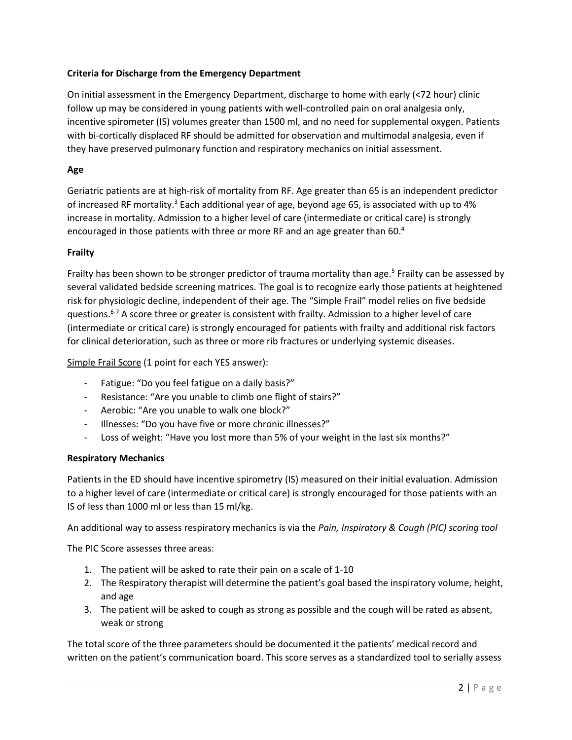**Criteria for Discharge from the Emergency Department**

On initial assessment in the Emergency Department, discharge to home with early (<72 hour) clinic follow up may be considered in young patients with well-controlled pain on oral analgesia only, incentive spirometer (IS) volumes greater than 1500 ml, and no need for supplemental oxygen. Patients with bi-cortically displaced RF should be admitted for observation and multimodal analgesia, even if they have preserved pulmonary function and respiratory mechanics on initial assessment.

**Age**

Geriatric patients are at high-risk of mortality from RF. Age greater than 65 is an independent predictor of increased RF mortality.[3] Each additional year of age, beyond age 65, is associated with up to 4% increase in mortality. Admission to a higher level of care (intermediate or critical care) is strongly encouraged in those patients with three or more RF and an age greater than 60.[4]

**Frailty**

Frailty has been shown to be stronger predictor of trauma mortality than age.[5] Frailty can be assessed by several validated bedside screening matrices. The goal is to recognize early those patients at heightened risk for physiologic decline, independent of their age. The "Simple Frail" model relies on five bedside questions.[6-7] A score three or greater is consistent with frailty. Admission to a higher level of care (intermediate or critical care) is strongly encouraged for patients with frailty and additional risk factors for clinical deterioration, such as three or more rib fractures or underlying systemic diseases.

<u>Simple Frail Score</u> (1 point for each YES answer):

- Fatigue: "Do you feel fatigue on a daily basis?"
- Resistance: "Are you unable to climb one flight of stairs?"
- Aerobic: "Are you unable to walk one block?"
- Illnesses: "Do you have five or more chronic illnesses?"
- Loss of weight: "Have you lost more than 5% of your weight in the last six months?"

**Respiratory Mechanics**

Patients in the ED should have incentive spirometry (IS) measured on their initial evaluation. Admission to a higher level of care (intermediate or critical care) is strongly encouraged for those patients with an IS of less than 1000 ml or less than 15 ml/kg.

An additional way to assess respiratory mechanics is via the *Pain, Inspiratory & Cough (PIC) scoring tool*

The PIC Score assesses three areas:

1. The patient will be asked to rate their pain on a scale of 1-10
2. The Respiratory therapist will determine the patient's goal based the inspiratory volume, height, and age
3. The patient will be asked to cough as strong as possible and the cough will be rated as absent, weak or strong

The total score of the three parameters should be documented it the patients' medical record and written on the patient's communication board. This score serves as a standardized tool to serially assess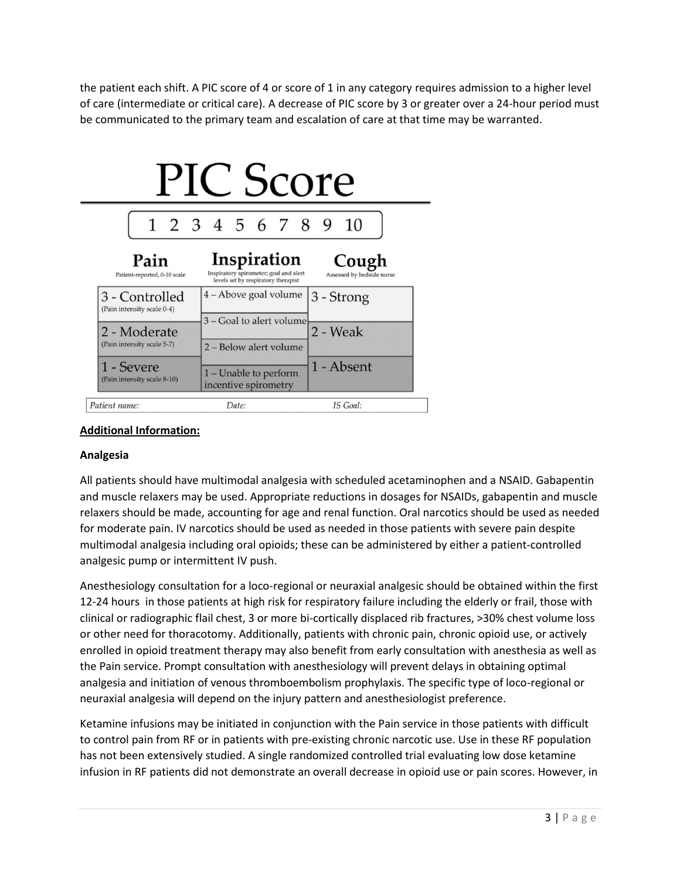the patient each shift. A PIC score of 4 or score of 1 in any category requires admission to a higher level of care (intermediate or critical care). A decrease of PIC score by 3 or greater over a 24-hour period must be communicated to the primary team and escalation of care at that time may be warranted.

# PIC Score

1 2 3 4 5 6 7 8 9 10

| Pain<br>Patient-reported, 0-10 scale | Inspiration<br>Inspiratory spirometer; goal and alert levels set by respiratory therapist | Cough<br>Assessed by bedside nurse |
|---|---|---|
| 3 - Controlled (Pain intensity scale 0-4) | 4 – Above goal volume | 3 - Strong |
| | 3 – Goal to alert volume | |
| 2 - Moderate (Pain intensity scale 5-7) | 2 – Below alert volume | 2 - Weak |
| 1 - Severe (Pain intensity scale 8-10) | 1 – Unable to perform incentive spirometry | 1 - Absent |

| *Patient name:* | *Date:* | *IS Goal:* |
|---|---|---|

**Additional Information:**

**Analgesia**

All patients should have multimodal analgesia with scheduled acetaminophen and a NSAID. Gabapentin and muscle relaxers may be used. Appropriate reductions in dosages for NSAIDs, gabapentin and muscle relaxers should be made, accounting for age and renal function. Oral narcotics should be used as needed for moderate pain. IV narcotics should be used as needed in those patients with severe pain despite multimodal analgesia including oral opioids; these can be administered by either a patient-controlled analgesic pump or intermittent IV push.

Anesthesiology consultation for a loco-regional or neuraxial analgesic should be obtained within the first 12-24 hours in those patients at high risk for respiratory failure including the elderly or frail, those with clinical or radiographic flail chest, 3 or more bi-cortically displaced rib fractures, >30% chest volume loss or other need for thoracotomy. Additionally, patients with chronic pain, chronic opioid use, or actively enrolled in opioid treatment therapy may also benefit from early consultation with anesthesia as well as the Pain service. Prompt consultation with anesthesiology will prevent delays in obtaining optimal analgesia and initiation of venous thromboembolism prophylaxis. The specific type of loco-regional or neuraxial analgesia will depend on the injury pattern and anesthesiologist preference.

Ketamine infusions may be initiated in conjunction with the Pain service in those patients with difficult to control pain from RF or in patients with pre-existing chronic narcotic use. Use in these RF population has not been extensively studied. A single randomized controlled trial evaluating low dose ketamine infusion in RF patients did not demonstrate an overall decrease in opioid use or pain scores. However, in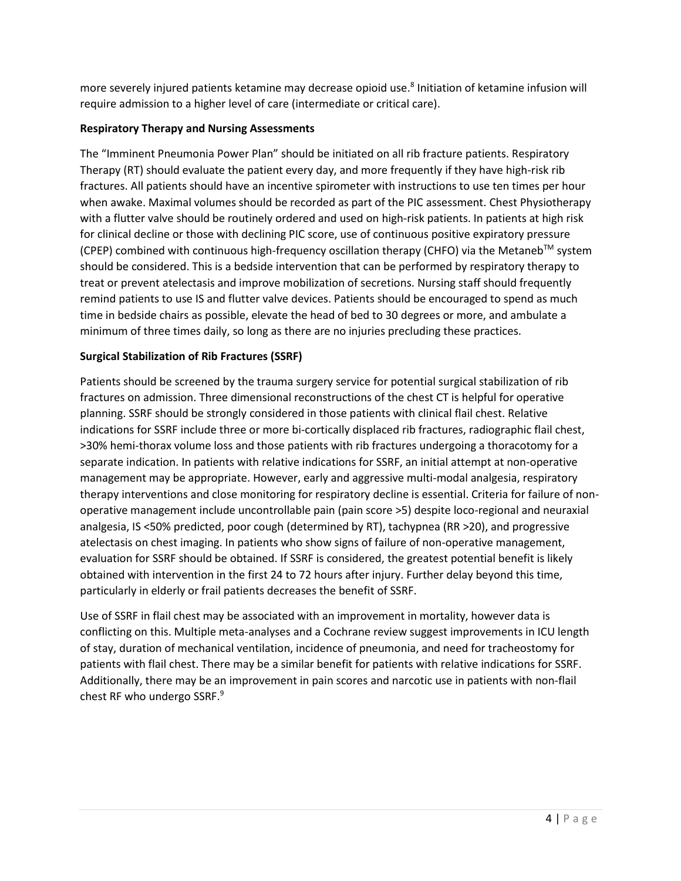more severely injured patients ketamine may decrease opioid use.[8] Initiation of ketamine infusion will require admission to a higher level of care (intermediate or critical care).

**Respiratory Therapy and Nursing Assessments**

The "Imminent Pneumonia Power Plan" should be initiated on all rib fracture patients. Respiratory Therapy (RT) should evaluate the patient every day, and more frequently if they have high-risk rib fractures. All patients should have an incentive spirometer with instructions to use ten times per hour when awake. Maximal volumes should be recorded as part of the PIC assessment. Chest Physiotherapy with a flutter valve should be routinely ordered and used on high-risk patients. In patients at high risk for clinical decline or those with declining PIC score, use of continuous positive expiratory pressure (CPEP) combined with continuous high-frequency oscillation therapy (CHFO) via the Metaneb™ system should be considered. This is a bedside intervention that can be performed by respiratory therapy to treat or prevent atelectasis and improve mobilization of secretions. Nursing staff should frequently remind patients to use IS and flutter valve devices. Patients should be encouraged to spend as much time in bedside chairs as possible, elevate the head of bed to 30 degrees or more, and ambulate a minimum of three times daily, so long as there are no injuries precluding these practices.

**Surgical Stabilization of Rib Fractures (SSRF)**

Patients should be screened by the trauma surgery service for potential surgical stabilization of rib fractures on admission. Three dimensional reconstructions of the chest CT is helpful for operative planning. SSRF should be strongly considered in those patients with clinical flail chest. Relative indications for SSRF include three or more bi-cortically displaced rib fractures, radiographic flail chest, >30% hemi-thorax volume loss and those patients with rib fractures undergoing a thoracotomy for a separate indication. In patients with relative indications for SSRF, an initial attempt at non-operative management may be appropriate. However, early and aggressive multi-modal analgesia, respiratory therapy interventions and close monitoring for respiratory decline is essential. Criteria for failure of non-operative management include uncontrollable pain (pain score >5) despite loco-regional and neuraxial analgesia, IS <50% predicted, poor cough (determined by RT), tachypnea (RR >20), and progressive atelectasis on chest imaging. In patients who show signs of failure of non-operative management, evaluation for SSRF should be obtained. If SSRF is considered, the greatest potential benefit is likely obtained with intervention in the first 24 to 72 hours after injury. Further delay beyond this time, particularly in elderly or frail patients decreases the benefit of SSRF.

Use of SSRF in flail chest may be associated with an improvement in mortality, however data is conflicting on this. Multiple meta-analyses and a Cochrane review suggest improvements in ICU length of stay, duration of mechanical ventilation, incidence of pneumonia, and need for tracheostomy for patients with flail chest. There may be a similar benefit for patients with relative indications for SSRF. Additionally, there may be an improvement in pain scores and narcotic use in patients with non-flail chest RF who undergo SSRF.[9]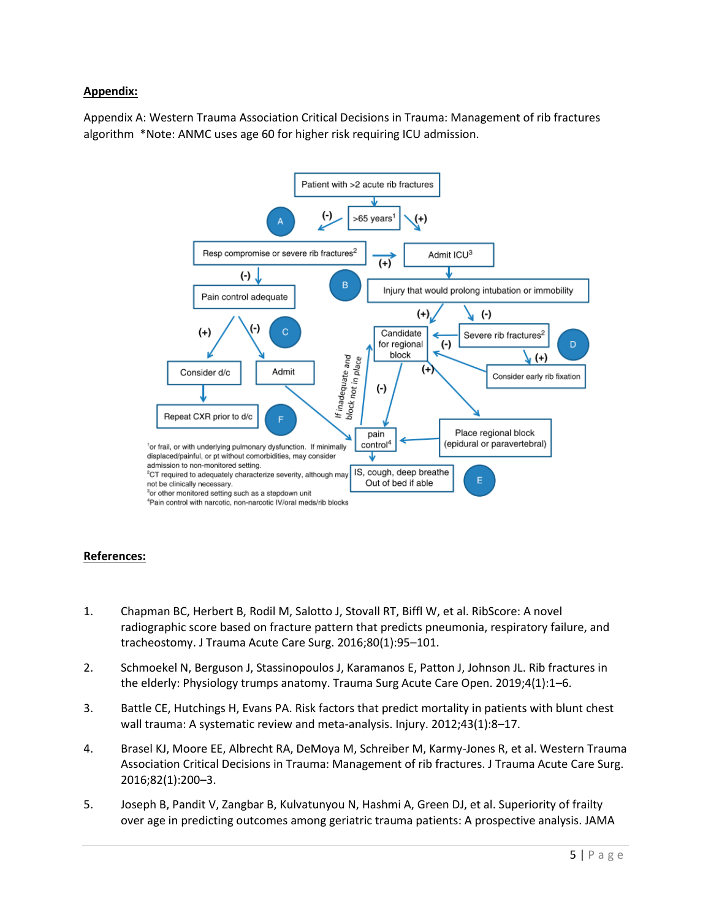**Appendix:**

Appendix A: Western Trauma Association Critical Decisions in Trauma: Management of rib fractures algorithm *Note: ANMC uses age 60 for higher risk requiring ICU admission.

- Patient with >2 acute rib fractures → >65 years[1]
  - (+) → Admit ICU[3]
  - (-) → **A**: Resp compromise or severe rib fractures[2]
    - (+) → Admit ICU[3]
    - (-) → Pain control adequate
      - (+) → Consider d/c → **F**: Repeat CXR prior to d/c
      - (-) → **C**: Admit → pain control[4]
- Admit ICU[3] → **B**: Injury that would prolong intubation or immobility
  - (+) → Candidate for regional block
  - (-) → **D**: Severe rib fractures[2]
    - (-) → Candidate for regional block
    - (+) → Consider early rib fixation → Candidate for regional block
- Candidate for regional block
  - (+) → Place regional block (epidural or paravertebral) → pain control[4]
  - (-) → pain control[4]
- pain control[4] → If inadequate and block not in place → Candidate for regional block
- pain control[4] → **E**: IS, cough, deep breathe; Out of bed if able

[1]or frail, or with underlying pulmonary dysfunction. If minimally displaced/painful, or pt without comorbidities, may consider admission to non-monitored setting.
[2]CT required to adequately characterize severity, although may not be clinically necessary.
[3]or other monitored setting such as a stepdown unit
[4]Pain control with narcotic, non-narcotic IV/oral meds/rib blocks

**References:**

1. Chapman BC, Herbert B, Rodil M, Salotto J, Stovall RT, Biffl W, et al. RibScore: A novel radiographic score based on fracture pattern that predicts pneumonia, respiratory failure, and tracheostomy. J Trauma Acute Care Surg. 2016;80(1):95–101.
2. Schmoekel N, Berguson J, Stassinopoulos J, Karamanos E, Patton J, Johnson JL. Rib fractures in the elderly: Physiology trumps anatomy. Trauma Surg Acute Care Open. 2019;4(1):1–6.
3. Battle CE, Hutchings H, Evans PA. Risk factors that predict mortality in patients with blunt chest wall trauma: A systematic review and meta-analysis. Injury. 2012;43(1):8–17.
4. Brasel KJ, Moore EE, Albrecht RA, DeMoya M, Schreiber M, Karmy-Jones R, et al. Western Trauma Association Critical Decisions in Trauma: Management of rib fractures. J Trauma Acute Care Surg. 2016;82(1):200–3.
5. Joseph B, Pandit V, Zangbar B, Kulvatunyou N, Hashmi A, Green DJ, et al. Superiority of frailty over age in predicting outcomes among geriatric trauma patients: A prospective analysis. JAMA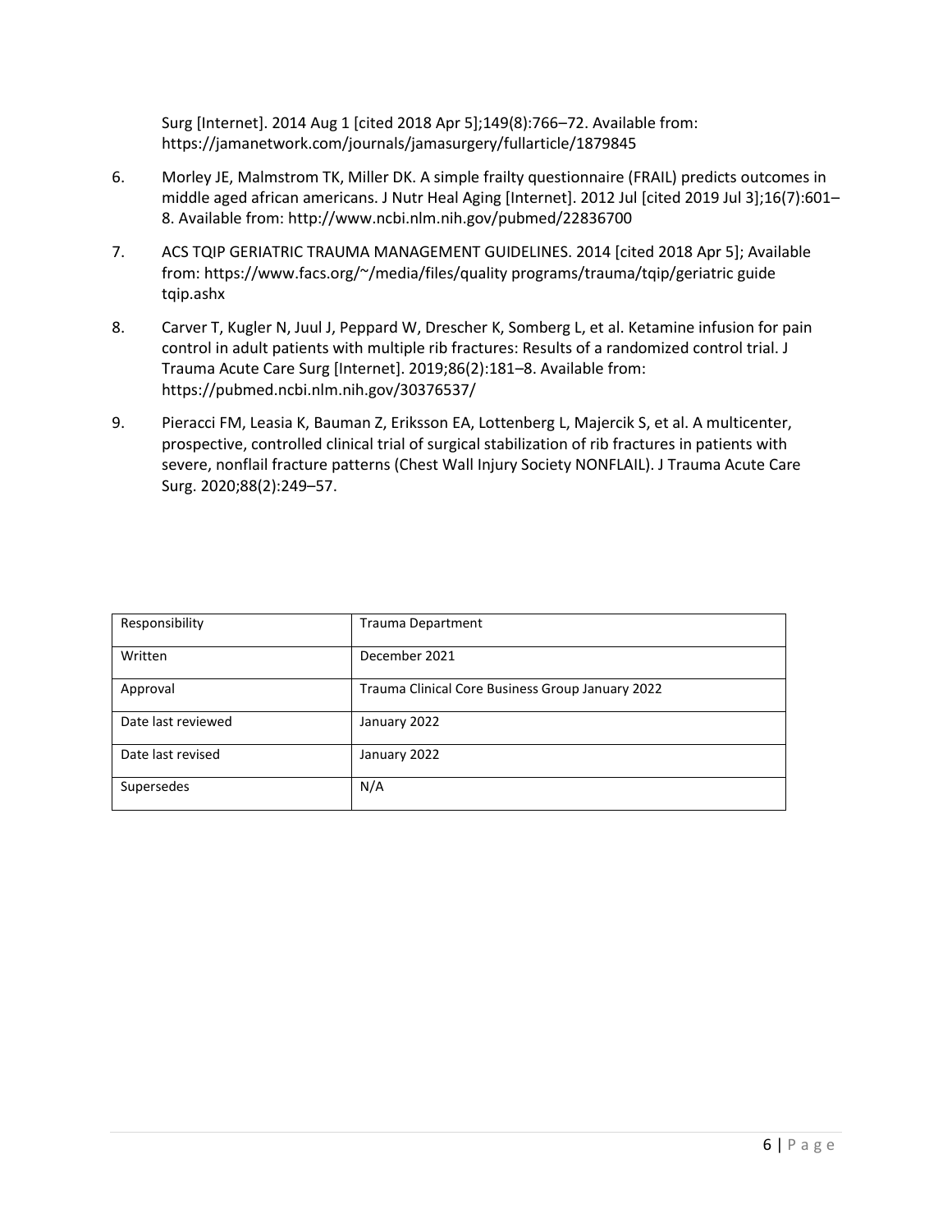Surg [Internet]. 2014 Aug 1 [cited 2018 Apr 5];149(8):766–72. Available from: https://jamanetwork.com/journals/jamasurgery/fullarticle/1879845

6. Morley JE, Malmstrom TK, Miller DK. A simple frailty questionnaire (FRAIL) predicts outcomes in middle aged african americans. J Nutr Heal Aging [Internet]. 2012 Jul [cited 2019 Jul 3];16(7):601–8. Available from: http://www.ncbi.nlm.nih.gov/pubmed/22836700

7. ACS TQIP GERIATRIC TRAUMA MANAGEMENT GUIDELINES. 2014 [cited 2018 Apr 5]; Available from: https://www.facs.org/~/media/files/quality programs/trauma/tqip/geriatric guide tqip.ashx

8. Carver T, Kugler N, Juul J, Peppard W, Drescher K, Somberg L, et al. Ketamine infusion for pain control in adult patients with multiple rib fractures: Results of a randomized control trial. J Trauma Acute Care Surg [Internet]. 2019;86(2):181–8. Available from: https://pubmed.ncbi.nlm.nih.gov/30376537/

9. Pieracci FM, Leasia K, Bauman Z, Eriksson EA, Lottenberg L, Majercik S, et al. A multicenter, prospective, controlled clinical trial of surgical stabilization of rib fractures in patients with severe, nonflail fracture patterns (Chest Wall Injury Society NONFLAIL). J Trauma Acute Care Surg. 2020;88(2):249–57.

| | |
|---|---|
| Responsibility | Trauma Department |
| Written | December 2021 |
| Approval | Trauma Clinical Core Business Group January 2022 |
| Date last reviewed | January 2022 |
| Date last revised | January 2022 |
| Supersedes | N/A |